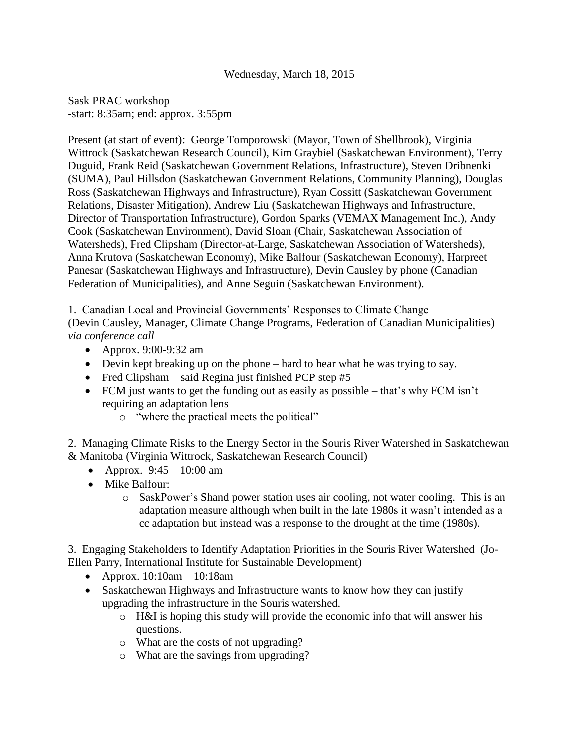Wednesday, March 18, 2015

Sask PRAC workshop
-start: 8:35am; end: approx. 3:55pm

Present (at start of event): George Tomporowski (Mayor, Town of Shellbrook), Virginia Wittrock (Saskatchewan Research Council), Kim Graybiel (Saskatchewan Environment), Terry Duguid, Frank Reid (Saskatchewan Government Relations, Infrastructure), Steven Dribnenki (SUMA), Paul Hillsdon (Saskatchewan Government Relations, Community Planning), Douglas Ross (Saskatchewan Highways and Infrastructure), Ryan Cossitt (Saskatchewan Government Relations, Disaster Mitigation), Andrew Liu (Saskatchewan Highways and Infrastructure, Director of Transportation Infrastructure), Gordon Sparks (VEMAX Management Inc.), Andy Cook (Saskatchewan Environment), David Sloan (Chair, Saskatchewan Association of Watersheds), Fred Clipsham (Director-at-Large, Saskatchewan Association of Watersheds), Anna Krutova (Saskatchewan Economy), Mike Balfour (Saskatchewan Economy), Harpreet Panesar (Saskatchewan Highways and Infrastructure), Devin Causley by phone (Canadian Federation of Municipalities), and Anne Seguin (Saskatchewan Environment).

1. Canadian Local and Provincial Governments' Responses to Climate Change (Devin Causley, Manager, Climate Change Programs, Federation of Canadian Municipalities) *via conference call*

- Approx. 9:00-9:32 am
- Devin kept breaking up on the phone – hard to hear what he was trying to say.
- Fred Clipsham – said Regina just finished PCP step #5
- FCM just wants to get the funding out as easily as possible – that's why FCM isn't requiring an adaptation lens
  - "where the practical meets the political"

2. Managing Climate Risks to the Energy Sector in the Souris River Watershed in Saskatchewan & Manitoba (Virginia Wittrock, Saskatchewan Research Council)

- Approx. 9:45 – 10:00 am
- Mike Balfour:
  - SaskPower's Shand power station uses air cooling, not water cooling. This is an adaptation measure although when built in the late 1980s it wasn't intended as a cc adaptation but instead was a response to the drought at the time (1980s).

3. Engaging Stakeholders to Identify Adaptation Priorities in the Souris River Watershed (Jo-Ellen Parry, International Institute for Sustainable Development)

- Approx. 10:10am – 10:18am
- Saskatchewan Highways and Infrastructure wants to know how they can justify upgrading the infrastructure in the Souris watershed.
  - H&I is hoping this study will provide the economic info that will answer his questions.
  - What are the costs of not upgrading?
  - What are the savings from upgrading?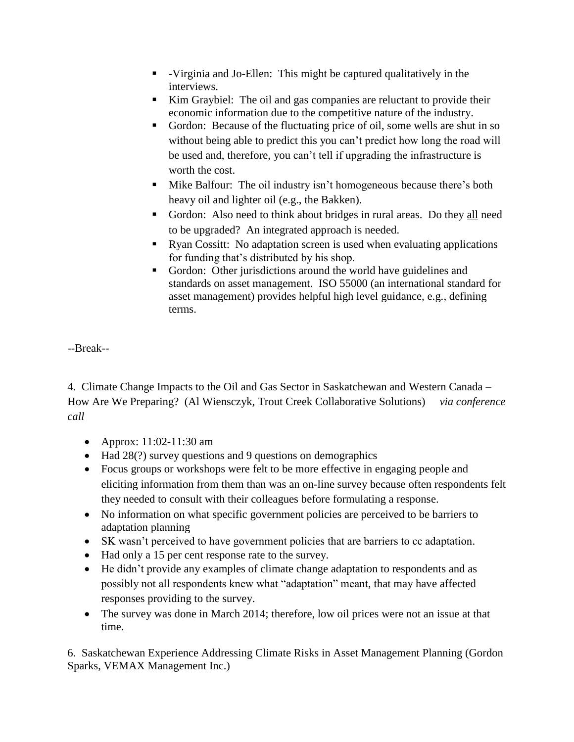- -Virginia and Jo-Ellen: This might be captured qualitatively in the interviews.
- Kim Graybiel: The oil and gas companies are reluctant to provide their economic information due to the competitive nature of the industry.
- Gordon: Because of the fluctuating price of oil, some wells are shut in so without being able to predict this you can't predict how long the road will be used and, therefore, you can't tell if upgrading the infrastructure is worth the cost.
- Mike Balfour: The oil industry isn't homogeneous because there's both heavy oil and lighter oil (e.g., the Bakken).
- Gordon: Also need to think about bridges in rural areas. Do they <u>all</u> need to be upgraded? An integrated approach is needed.
- Ryan Cossitt: No adaptation screen is used when evaluating applications for funding that's distributed by his shop.
- Gordon: Other jurisdictions around the world have guidelines and standards on asset management. ISO 55000 (an international standard for asset management) provides helpful high level guidance, e.g., defining terms.

--Break--

4. Climate Change Impacts to the Oil and Gas Sector in Saskatchewan and Western Canada – How Are We Preparing? (Al Wiensczyk, Trout Creek Collaborative Solutions) *via conference call*

- Approx: 11:02-11:30 am
- Had 28(?) survey questions and 9 questions on demographics
- Focus groups or workshops were felt to be more effective in engaging people and eliciting information from them than was an on-line survey because often respondents felt they needed to consult with their colleagues before formulating a response.
- No information on what specific government policies are perceived to be barriers to adaptation planning
- SK wasn't perceived to have government policies that are barriers to cc adaptation.
- Had only a 15 per cent response rate to the survey.
- He didn't provide any examples of climate change adaptation to respondents and as possibly not all respondents knew what "adaptation" meant, that may have affected responses providing to the survey.
- The survey was done in March 2014; therefore, low oil prices were not an issue at that time.

6. Saskatchewan Experience Addressing Climate Risks in Asset Management Planning (Gordon Sparks, VEMAX Management Inc.)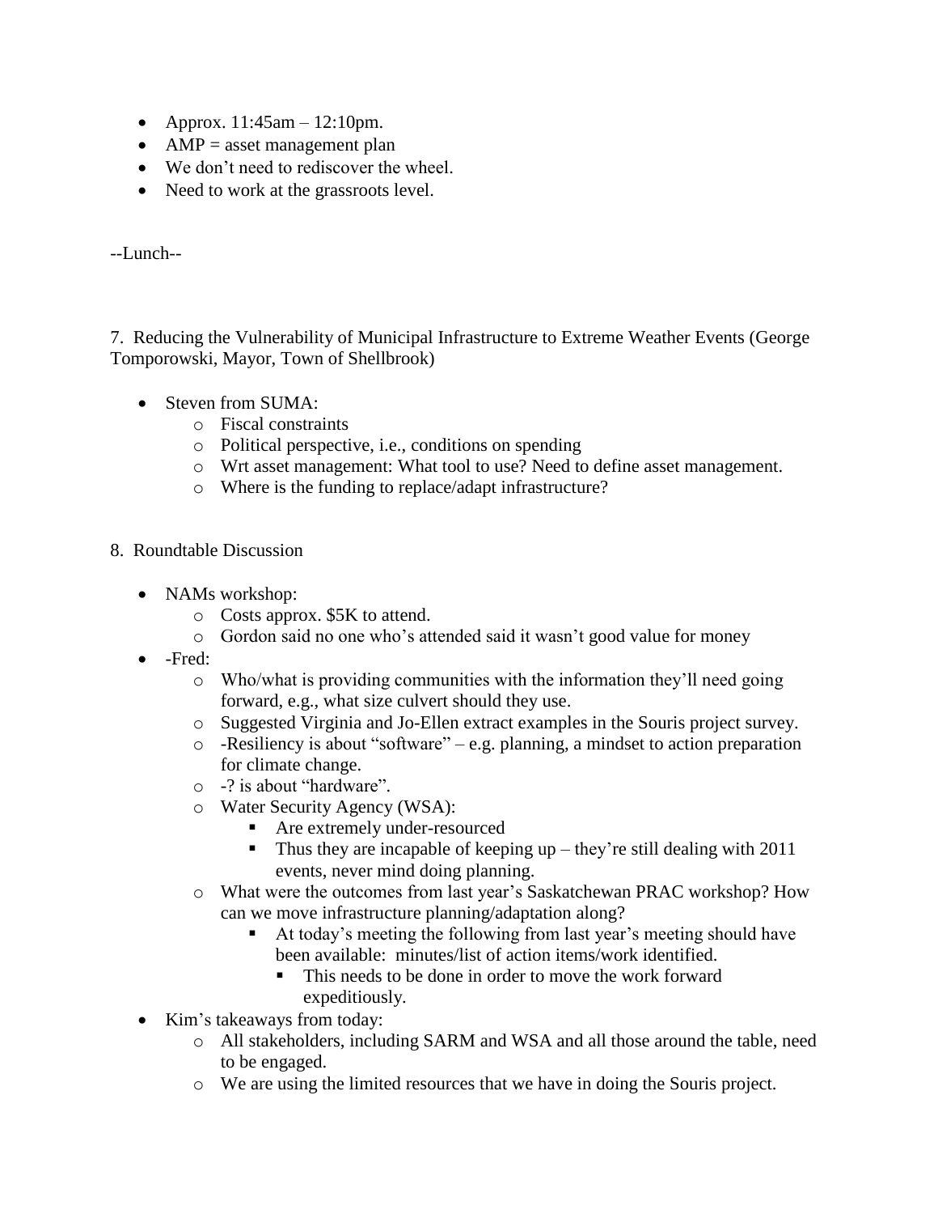- Approx. 11:45am – 12:10pm.
- AMP = asset management plan
- We don't need to rediscover the wheel.
- Need to work at the grassroots level.

--Lunch--

7. Reducing the Vulnerability of Municipal Infrastructure to Extreme Weather Events (George Tomporowski, Mayor, Town of Shellbrook)

- Steven from SUMA:
  - Fiscal constraints
  - Political perspective, i.e., conditions on spending
  - Wrt asset management: What tool to use? Need to define asset management.
  - Where is the funding to replace/adapt infrastructure?

8. Roundtable Discussion

- NAMs workshop:
  - Costs approx. $5K to attend.
  - Gordon said no one who's attended said it wasn't good value for money
- -Fred:
  - Who/what is providing communities with the information they'll need going forward, e.g., what size culvert should they use.
  - Suggested Virginia and Jo-Ellen extract examples in the Souris project survey.
  - -Resiliency is about "software" – e.g. planning, a mindset to action preparation for climate change.
  - -? is about "hardware".
  - Water Security Agency (WSA):
    - Are extremely under-resourced
    - Thus they are incapable of keeping up – they're still dealing with 2011 events, never mind doing planning.
  - What were the outcomes from last year's Saskatchewan PRAC workshop? How can we move infrastructure planning/adaptation along?
    - At today's meeting the following from last year's meeting should have been available: minutes/list of action items/work identified.
      - This needs to be done in order to move the work forward expeditiously.
- Kim's takeaways from today:
  - All stakeholders, including SARM and WSA and all those around the table, need to be engaged.
  - We are using the limited resources that we have in doing the Souris project.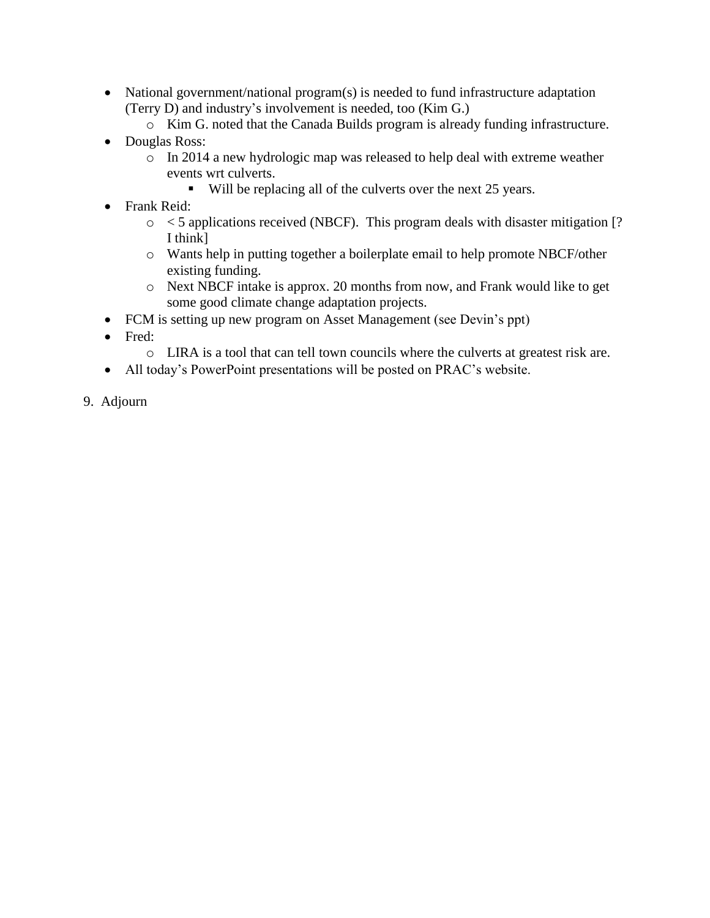- National government/national program(s) is needed to fund infrastructure adaptation (Terry D) and industry's involvement is needed, too (Kim G.)
    - Kim G. noted that the Canada Builds program is already funding infrastructure.
- Douglas Ross:
    - In 2014 a new hydrologic map was released to help deal with extreme weather events wrt culverts.
        - Will be replacing all of the culverts over the next 25 years.
- Frank Reid:
    - < 5 applications received (NBCF).  This program deals with disaster mitigation [? I think]
    - Wants help in putting together a boilerplate email to help promote NBCF/other existing funding.
    - Next NBCF intake is approx. 20 months from now, and Frank would like to get some good climate change adaptation projects.
- FCM is setting up new program on Asset Management (see Devin's ppt)
- Fred:
    - LIRA is a tool that can tell town councils where the culverts at greatest risk are.
- All today's PowerPoint presentations will be posted on PRAC's website.

9. Adjourn